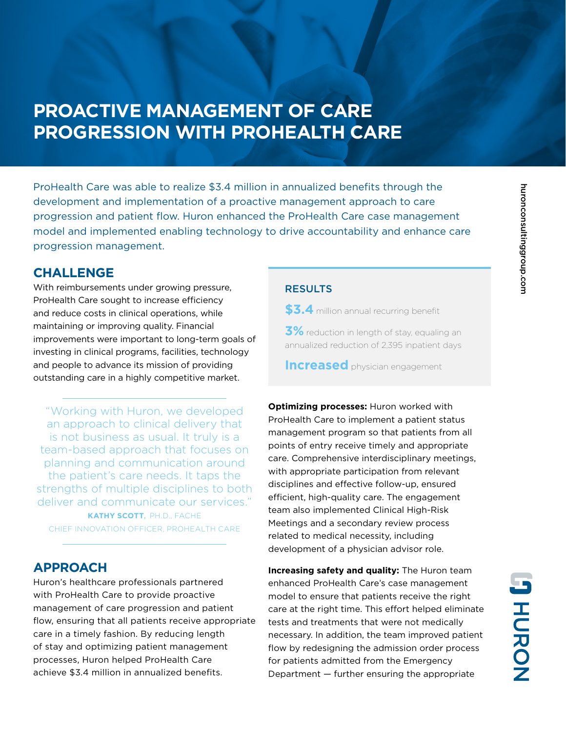# PROACTIVE MANAGEMENT OF CARE PROGRESSION WITH PROHEALTH CARE

ProHealth Care was able to realize $3.4 million in annualized benefits through the development and implementation of a proactive management approach to care progression and patient flow. Huron enhanced the ProHealth Care case management model and implemented enabling technology to drive accountability and enhance care progression management.

## CHALLENGE

With reimbursements under growing pressure, ProHealth Care sought to increase efficiency and reduce costs in clinical operations, while maintaining or improving quality. Financial improvements were important to long-term goals of investing in clinical programs, facilities, technology and people to advance its mission of providing outstanding care in a highly competitive market.

> "Working with Huron, we developed an approach to clinical delivery that is not business as usual. It truly is a team-based approach that focuses on planning and communication around the patient's care needs. It taps the strengths of multiple disciplines to both deliver and communicate our services."
>
> **KATHY SCOTT**, PH.D., FACHE
> CHIEF INNOVATION OFFICER, PROHEALTH CARE

## APPROACH

Huron's healthcare professionals partnered with ProHealth Care to provide proactive management of care progression and patient flow, ensuring that all patients receive appropriate care in a timely fashion. By reducing length of stay and optimizing patient management processes, Huron helped ProHealth Care achieve $3.4 million in annualized benefits.

### RESULTS

**$3.4** million annual recurring benefit

**3%** reduction in length of stay, equaling an annualized reduction of 2,395 inpatient days

**Increased** physician engagement

**Optimizing processes:** Huron worked with ProHealth Care to implement a patient status management program so that patients from all points of entry receive timely and appropriate care. Comprehensive interdisciplinary meetings, with appropriate participation from relevant disciplines and effective follow-up, ensured efficient, high-quality care. The engagement team also implemented Clinical High-Risk Meetings and a secondary review process related to medical necessity, including development of a physician advisor role.

**Increasing safety and quality:** The Huron team enhanced ProHealth Care's case management model to ensure that patients receive the right care at the right time. This effort helped eliminate tests and treatments that were not medically necessary. In addition, the team improved patient flow by redesigning the admission order process for patients admitted from the Emergency Department — further ensuring the appropriate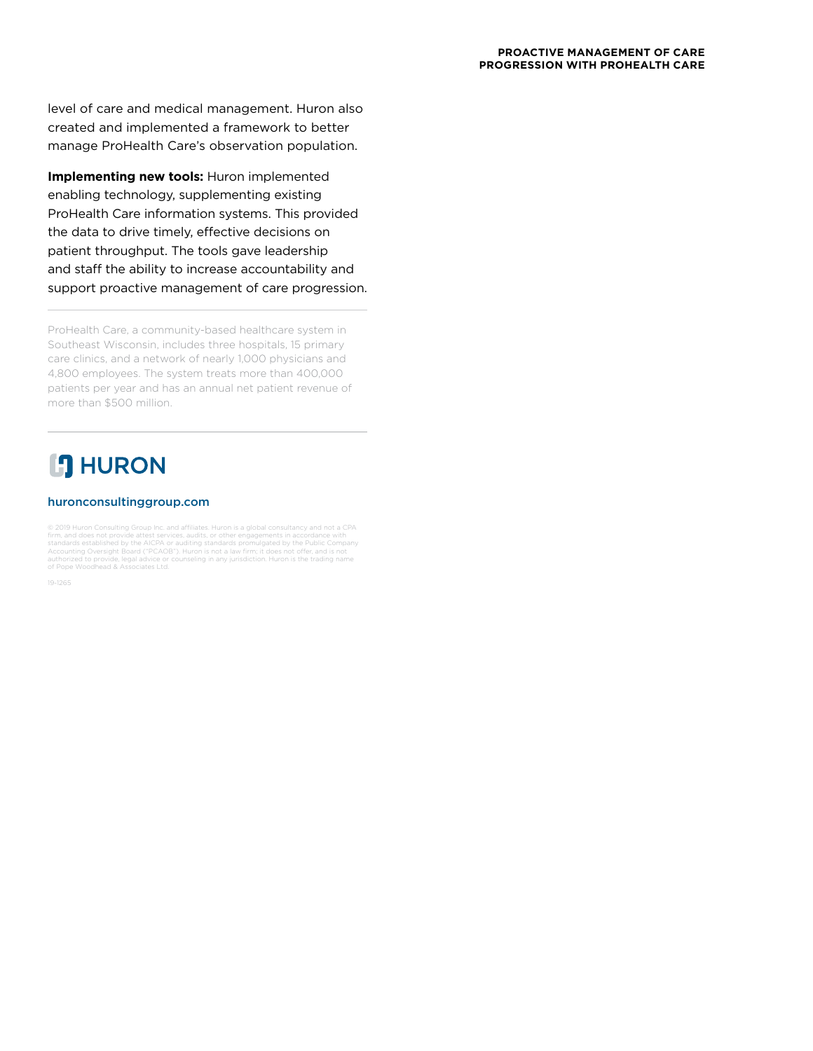level of care and medical management. Huron also created and implemented a framework to better manage ProHealth Care's observation population.

**Implementing new tools:** Huron implemented enabling technology, supplementing existing ProHealth Care information systems. This provided the data to drive timely, effective decisions on patient throughput. The tools gave leadership and staff the ability to increase accountability and support proactive management of care progression.

---

ProHealth Care, a community-based healthcare system in Southeast Wisconsin, includes three hospitals, 15 primary care clinics, and a network of nearly 1,000 physicians and 4,800 employees. The system treats more than 400,000 patients per year and has an annual net patient revenue of more than $500 million.

---

HURON

huronconsultinggroup.com

© 2019 Huron Consulting Group Inc. and affiliates. Huron is a global consultancy and not a CPA firm, and does not provide attest services, audits, or other engagements in accordance with standards established by the AICPA or auditing standards promulgated by the Public Company Accounting Oversight Board ("PCAOB"). Huron is not a law firm; it does not offer, and is not authorized to provide, legal advice or counseling in any jurisdiction. Huron is the trading name of Pope Woodhead & Associates Ltd.

19-1265